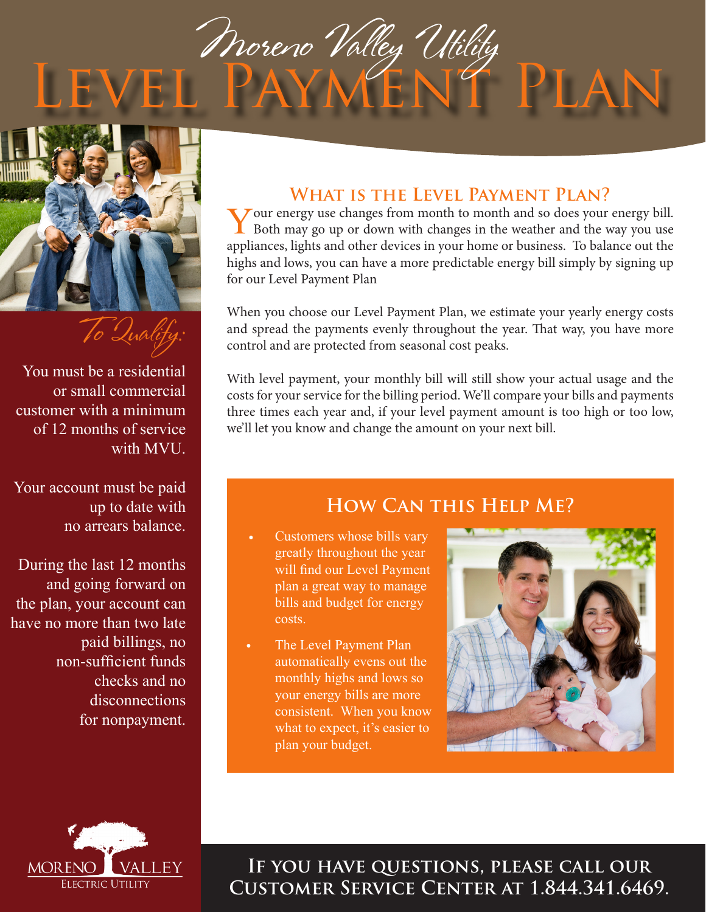# Moreno Valley Utility Level Payment Plan

## To Qualify:

You must be a residential or small commercial customer with a minimum of 12 months of service with MVU.

Your account must be paid up to date with no arrears balance.

During the last 12 months and going forward on the plan, your account can have no more than two late paid billings, no non-sufficient funds checks and no disconnections for nonpayment.

## What is the Level Payment Plan?

Your energy use changes from month to month and so does your energy bill. Both may go up or down with changes in the weather and the way you use appliances, lights and other devices in your home or business. To balance out the highs and lows, you can have a more predictable energy bill simply by signing up for our Level Payment Plan

When you choose our Level Payment Plan, we estimate your yearly energy costs and spread the payments evenly throughout the year. That way, you have more control and are protected from seasonal cost peaks.

With level payment, your monthly bill will still show your actual usage and the costs for your service for the billing period. We'll compare your bills and payments three times each year and, if your level payment amount is too high or too low, we'll let you know and change the amount on your next bill.

## How Can this Help Me?

- Customers whose bills vary greatly throughout the year will find our Level Payment plan a great way to manage bills and budget for energy costs.
- The Level Payment Plan automatically evens out the monthly highs and lows so your energy bills are more consistent. When you know what to expect, it's easier to plan your budget.

Moreno Valley Electric Utility

**If you have questions, please call our Customer Service Center at 1.844.341.6469.**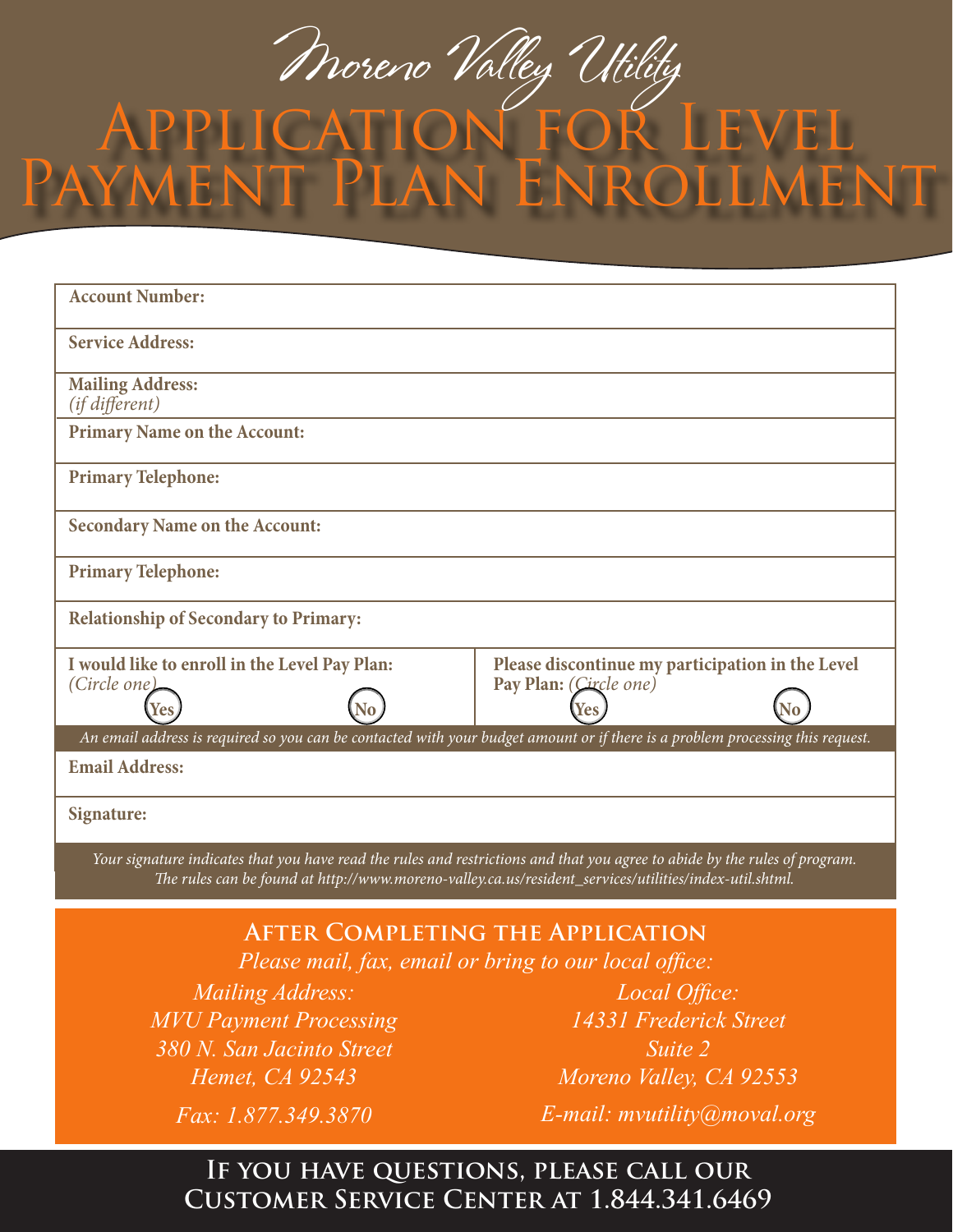# Moreno Valley Utility

# Application for Level Payment Plan Enrollment

| | |
|---|---|
| **Account Number:** | |
| **Service Address:** | |
| **Mailing Address:** *(if different)* | |
| **Primary Name on the Account:** | |
| **Primary Telephone:** | |
| **Secondary Name on the Account:** | |
| **Primary Telephone:** | |
| **Relationship of Secondary to Primary:** | |

| | |
|---|---|
| **I would like to enroll in the Level Pay Plan:** *(Circle one)* Yes No | **Please discontinue my participation in the Level Pay Plan:** *(Circle one)* Yes No |

*An email address is required so you can be contacted with your budget amount or if there is a problem processing this request.*

**Email Address:**

**Signature:**

*Your signature indicates that you have read the rules and restrictions and that you agree to abide by the rules of program. The rules can be found at http://www.moreno-valley.ca.us/resident_services/utilities/index-util.shtml.*

## After Completing the Application

*Please mail, fax, email or bring to our local office:*

*Mailing Address:*
*MVU Payment Processing*
*380 N. San Jacinto Street*
*Hemet, CA 92543*

*Fax: 1.877.349.3870*

*Local Office:*
*14331 Frederick Street*
*Suite 2*
*Moreno Valley, CA 92553*

*E-mail: mvutility@moval.org*

**If you have questions, please call our Customer Service Center at 1.844.341.6469**